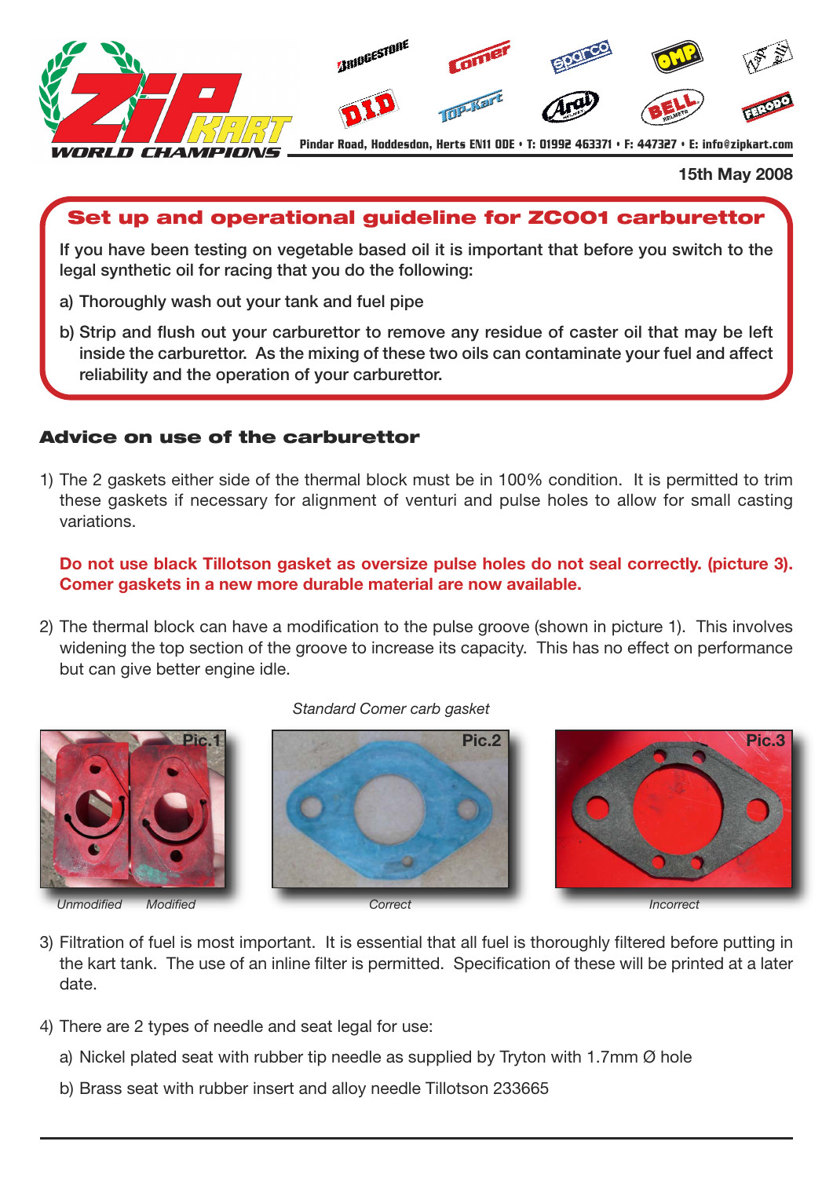Pindar Road, Hoddesdon, Herts EN11 0DE • T: 01992 463371 • F: 447327 • E: info@zipkart.com

15th May 2008

## Set up and operational guideline for ZC001 carburettor

If you have been testing on vegetable based oil it is important that before you switch to the legal synthetic oil for racing that you do the following:

a) Thoroughly wash out your tank and fuel pipe

b) Strip and flush out your carburettor to remove any residue of caster oil that may be left inside the carburettor. As the mixing of these two oils can contaminate your fuel and affect reliability and the operation of your carburettor.

### Advice on use of the carburettor

1) The 2 gaskets either side of the thermal block must be in 100% condition. It is permitted to trim these gaskets if necessary for alignment of venturi and pulse holes to allow for small casting variations.

**Do not use black Tillotson gasket as oversize pulse holes do not seal correctly. (picture 3). Comer gaskets in a new more durable material are now available.**

2) The thermal block can have a modification to the pulse groove (shown in picture 1). This involves widening the top section of the groove to increase its capacity. This has no effect on performance but can give better engine idle.

*Standard Comer carb gasket*

Pic.1 — *Unmodified* — *Modified*

Pic.2 — *Correct*

Pic.3 — *Incorrect*

3) Filtration of fuel is most important. It is essential that all fuel is thoroughly filtered before putting in the kart tank. The use of an inline filter is permitted. Specification of these will be printed at a later date.

4) There are 2 types of needle and seat legal for use:

a) Nickel plated seat with rubber tip needle as supplied by Tryton with 1.7mm Ø hole

b) Brass seat with rubber insert and alloy needle Tillotson 233665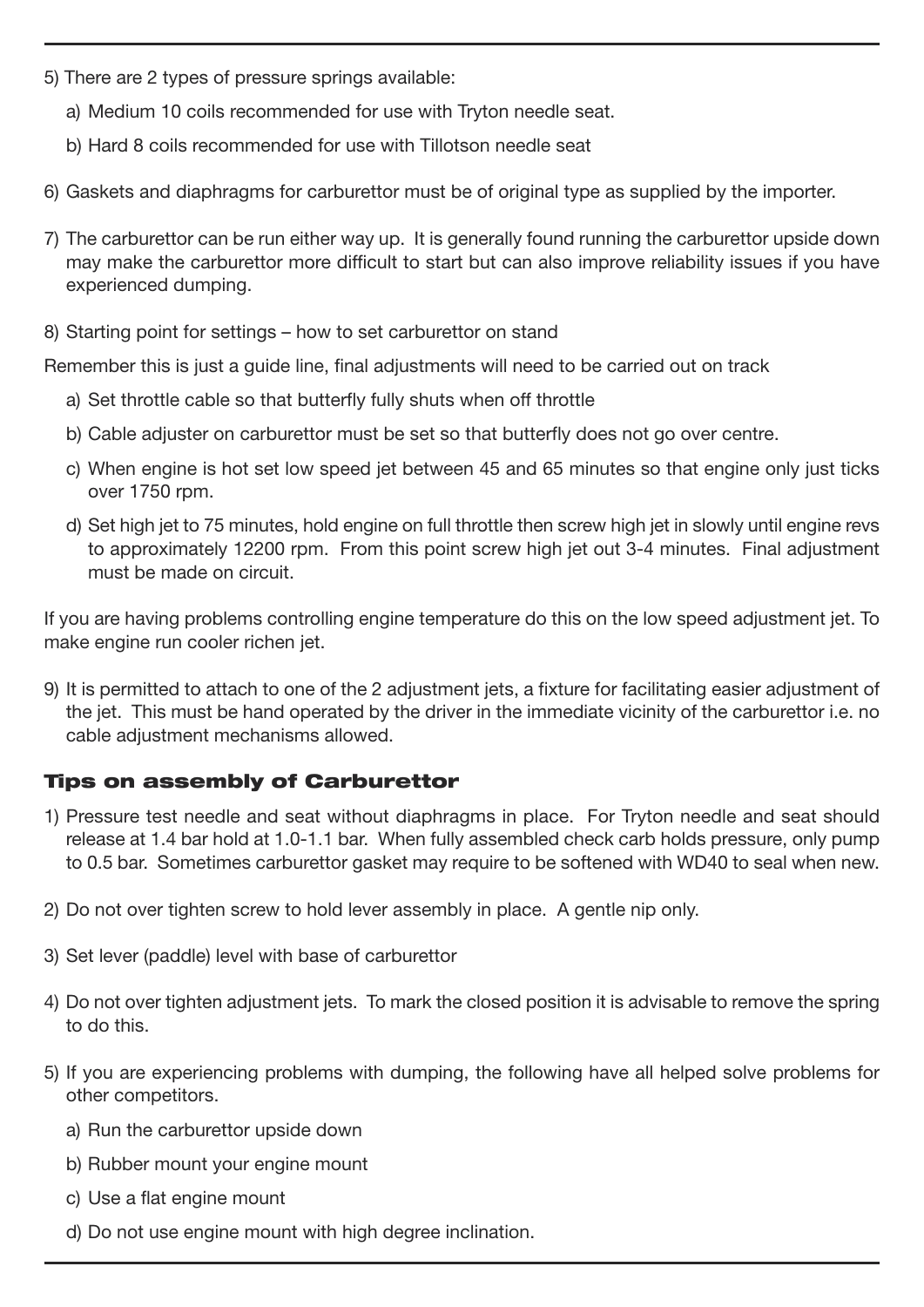5) There are 2 types of pressure springs available:

   a) Medium 10 coils recommended for use with Tryton needle seat.

   b) Hard 8 coils recommended for use with Tillotson needle seat

6) Gaskets and diaphragms for carburettor must be of original type as supplied by the importer.

7) The carburettor can be run either way up. It is generally found running the carburettor upside down may make the carburettor more difficult to start but can also improve reliability issues if you have experienced dumping.

8) Starting point for settings – how to set carburettor on stand

Remember this is just a guide line, final adjustments will need to be carried out on track

   a) Set throttle cable so that butterfly fully shuts when off throttle

   b) Cable adjuster on carburettor must be set so that butterfly does not go over centre.

   c) When engine is hot set low speed jet between 45 and 65 minutes so that engine only just ticks over 1750 rpm.

   d) Set high jet to 75 minutes, hold engine on full throttle then screw high jet in slowly until engine revs to approximately 12200 rpm. From this point screw high jet out 3-4 minutes. Final adjustment must be made on circuit.

If you are having problems controlling engine temperature do this on the low speed adjustment jet. To make engine run cooler richen jet.

9) It is permitted to attach to one of the 2 adjustment jets, a fixture for facilitating easier adjustment of the jet. This must be hand operated by the driver in the immediate vicinity of the carburettor i.e. no cable adjustment mechanisms allowed.

## Tips on assembly of Carburettor

1) Pressure test needle and seat without diaphragms in place. For Tryton needle and seat should release at 1.4 bar hold at 1.0-1.1 bar. When fully assembled check carb holds pressure, only pump to 0.5 bar. Sometimes carburettor gasket may require to be softened with WD40 to seal when new.

2) Do not over tighten screw to hold lever assembly in place. A gentle nip only.

3) Set lever (paddle) level with base of carburettor

4) Do not over tighten adjustment jets. To mark the closed position it is advisable to remove the spring to do this.

5) If you are experiencing problems with dumping, the following have all helped solve problems for other competitors.

   a) Run the carburettor upside down

   b) Rubber mount your engine mount

   c) Use a flat engine mount

   d) Do not use engine mount with high degree inclination.